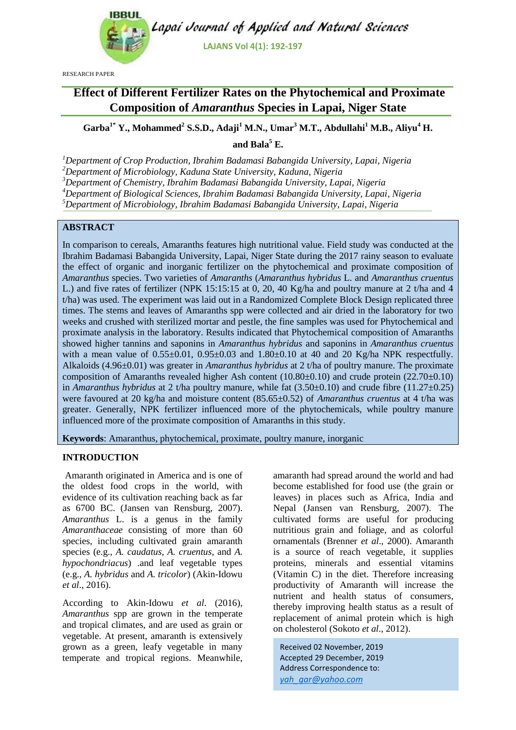RESEARCH PAPER

# Effect of Different Fertilizer Rates on the Phytochemical and Proximate Composition of *Amaranthus* Species in Lapai, Niger State

**Garba[1*] Y., Mohammed[2] S.S.D., Adaji[1] M.N., Umar[3] M.T., Abdullahi[1] M.B., Aliyu[4] H. and Bala[5] E.**

[1]*Department of Crop Production, Ibrahim Badamasi Babangida University, Lapai, Nigeria*
[2]*Department of Microbiology, Kaduna State University, Kaduna, Nigeria*
[3]*Department of Chemistry, Ibrahim Badamasi Babangida University, Lapai, Nigeria*
[4]*Department of Biological Sciences, Ibrahim Badamasi Babangida University, Lapai, Nigeria*
[5]*Department of Microbiology, Ibrahim Badamasi Babangida University, Lapai, Nigeria*

## ABSTRACT

In comparison to cereals, Amaranths features high nutritional value. Field study was conducted at the Ibrahim Badamasi Babangida University, Lapai, Niger State during the 2017 rainy season to evaluate the effect of organic and inorganic fertilizer on the phytochemical and proximate composition of *Amaranthus* species. Two varieties of *Amaranths* (*Amaranthus hybridus* L. and *Amaranthus cruentus* L.) and five rates of fertilizer (NPK 15:15:15 at 0, 20, 40 Kg/ha and poultry manure at 2 t/ha and 4 t/ha) was used. The experiment was laid out in a Randomized Complete Block Design replicated three times. The stems and leaves of Amaranths spp were collected and air dried in the laboratory for two weeks and crushed with sterilized mortar and pestle, the fine samples was used for Phytochemical and proximate analysis in the laboratory. Results indicated that Phytochemical composition of Amaranths showed higher tannins and saponins in *Amaranthus hybridus* and saponins in *Amaranthus cruentus* with a mean value of 0.55±0.01, 0.95±0.03 and 1.80±0.10 at 40 and 20 Kg/ha NPK respectfully. Alkaloids (4.96±0.01) was greater in *Amaranthus hybridus* at 2 t/ha of poultry manure. The proximate composition of Amaranths revealed higher Ash content (10.80±0.10) and crude protein (22.70±0.10) in *Amaranthus hybridus* at 2 t/ha poultry manure, while fat (3.50±0.10) and crude fibre (11.27±0.25) were favoured at 20 kg/ha and moisture content (85.65±0.52) of *Amaranthus cruentus* at 4 t/ha was greater. Generally, NPK fertilizer influenced more of the phytochemicals, while poultry manure influenced more of the proximate composition of Amaranths in this study.

**Keywords**: Amaranthus, phytochemical, proximate, poultry manure, inorganic

## INTRODUCTION

Amaranth originated in America and is one of the oldest food crops in the world, with evidence of its cultivation reaching back as far as 6700 BC. (Jansen van Rensburg, 2007). *Amaranthus* L. is a genus in the family *Amaranthaceae* consisting of more than 60 species, including cultivated grain amaranth species (e.g., *A. caudatus*, *A. cruentus*, and *A. hypochondriacus*) .and leaf vegetable types (e.g., *A. hybridus* and *A. tricolor*) (Akin-Idowu *et al*., 2016).

According to Akin-Idowu *et al*. (2016), *Amaranthus* spp are grown in the temperate and tropical climates, and are used as grain or vegetable. At present, amaranth is extensively grown as a green, leafy vegetable in many temperate and tropical regions. Meanwhile, amaranth had spread around the world and had become established for food use (the grain or leaves) in places such as Africa, India and Nepal (Jansen van Rensburg, 2007). The cultivated forms are useful for producing nutritious grain and foliage, and as colorful ornamentals (Brenner *et al*., 2000). Amaranth is a source of reach vegetable, it supplies proteins, minerals and essential vitamins (Vitamin C) in the diet. Therefore increasing productivity of Amaranth will increase the nutrient and health status of consumers, thereby improving health status as a result of replacement of animal protein which is high on cholesterol (Sokoto *et al*., 2012).

Received 02 November, 2019
Accepted 29 December, 2019
Address Correspondence to:
yah_gar@yahoo.com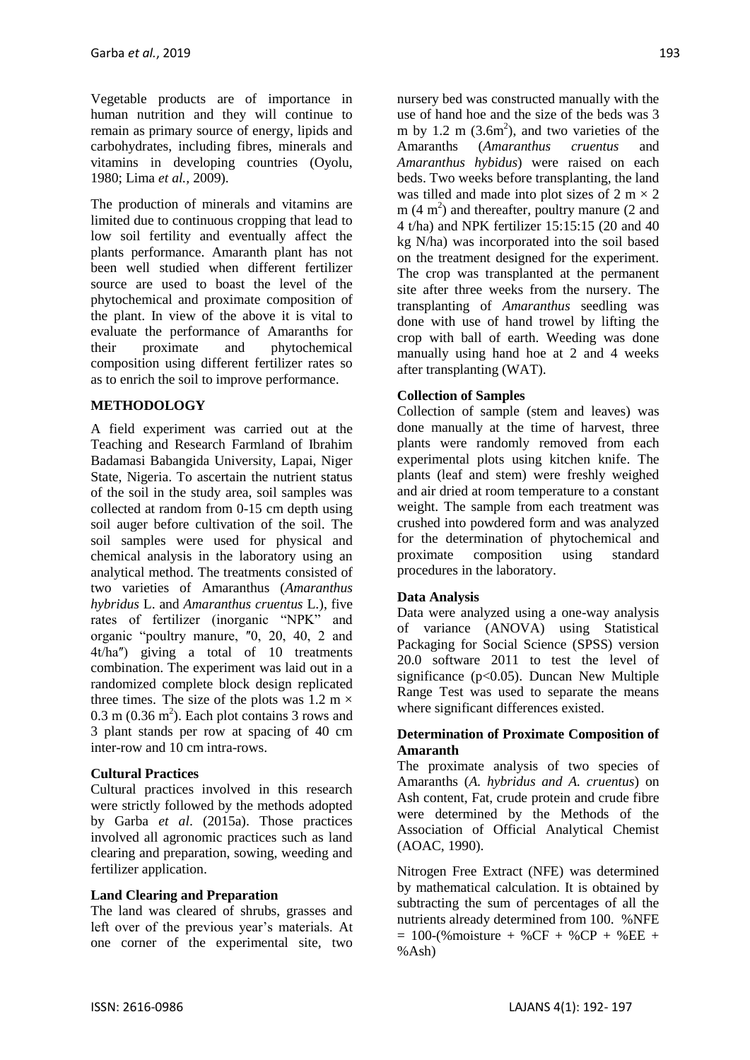Vegetable products are of importance in human nutrition and they will continue to remain as primary source of energy, lipids and carbohydrates, including fibres, minerals and vitamins in developing countries (Oyolu, 1980; Lima *et al.,* 2009).

The production of minerals and vitamins are limited due to continuous cropping that lead to low soil fertility and eventually affect the plants performance. Amaranth plant has not been well studied when different fertilizer source are used to boast the level of the phytochemical and proximate composition of the plant. In view of the above it is vital to evaluate the performance of Amaranths for their proximate and phytochemical composition using different fertilizer rates so as to enrich the soil to improve performance.

## METHODOLOGY

A field experiment was carried out at the Teaching and Research Farmland of Ibrahim Badamasi Babangida University, Lapai, Niger State, Nigeria. To ascertain the nutrient status of the soil in the study area, soil samples was collected at random from 0-15 cm depth using soil auger before cultivation of the soil. The soil samples were used for physical and chemical analysis in the laboratory using an analytical method. The treatments consisted of two varieties of Amaranthus (*Amaranthus hybridus* L. and *Amaranthus cruentus* L.), five rates of fertilizer (inorganic "NPK" and organic "poultry manure, ″0, 20, 40, 2 and 4t/ha″) giving a total of 10 treatments combination. The experiment was laid out in a randomized complete block design replicated three times. The size of the plots was 1.2 m × 0.3 m (0.36 $m^2$). Each plot contains 3 rows and 3 plant stands per row at spacing of 40 cm inter-row and 10 cm intra-rows.

### Cultural Practices

Cultural practices involved in this research were strictly followed by the methods adopted by Garba *et al*. (2015a). Those practices involved all agronomic practices such as land clearing and preparation, sowing, weeding and fertilizer application.

### Land Clearing and Preparation

The land was cleared of shrubs, grasses and left over of the previous year's materials. At one corner of the experimental site, two nursery bed was constructed manually with the use of hand hoe and the size of the beds was 3 m by 1.2 m (3.6$m^2$), and two varieties of the Amaranths (*Amaranthus cruentus* and *Amaranthus hybidus*) were raised on each beds. Two weeks before transplanting, the land was tilled and made into plot sizes of 2 m × 2 m (4 $m^2$) and thereafter, poultry manure (2 and 4 t/ha) and NPK fertilizer 15:15:15 (20 and 40 kg N/ha) was incorporated into the soil based on the treatment designed for the experiment. The crop was transplanted at the permanent site after three weeks from the nursery. The transplanting of *Amaranthus* seedling was done with use of hand trowel by lifting the crop with ball of earth. Weeding was done manually using hand hoe at 2 and 4 weeks after transplanting (WAT).

### Collection of Samples

Collection of sample (stem and leaves) was done manually at the time of harvest, three plants were randomly removed from each experimental plots using kitchen knife. The plants (leaf and stem) were freshly weighed and air dried at room temperature to a constant weight. The sample from each treatment was crushed into powdered form and was analyzed for the determination of phytochemical and proximate composition using standard procedures in the laboratory.

### Data Analysis

Data were analyzed using a one-way analysis of variance (ANOVA) using Statistical Packaging for Social Science (SPSS) version 20.0 software 2011 to test the level of significance ($p<0.05$). Duncan New Multiple Range Test was used to separate the means where significant differences existed.

### Determination of Proximate Composition of Amaranth

The proximate analysis of two species of Amaranths (*A. hybridus and A. cruentus*) on Ash content, Fat, crude protein and crude fibre were determined by the Methods of the Association of Official Analytical Chemist (AOAC, 1990).

Nitrogen Free Extract (NFE) was determined by mathematical calculation. It is obtained by subtracting the sum of percentages of all the nutrients already determined from 100. %NFE = 100-(%moisture + %CF + %CP + %EE + %Ash)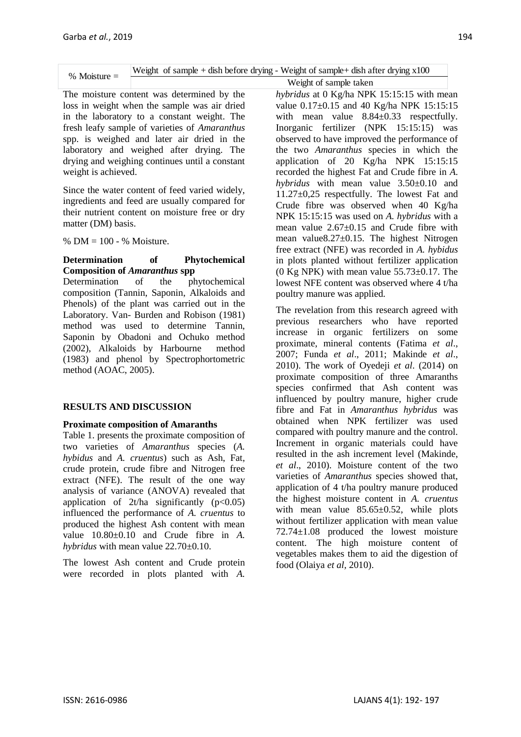$$\% \text{ Moisture} = \frac{\text{Weight of sample + dish before drying - Weight of sample+ dish after drying x100}}{\text{Weight of sample taken}}$$

The moisture content was determined by the loss in weight when the sample was air dried in the laboratory to a constant weight. The fresh leafy sample of varieties of *Amaranthus* spp. is weighed and later air dried in the laboratory and weighed after drying. The drying and weighing continues until a constant weight is achieved.

Since the water content of feed varied widely, ingredients and feed are usually compared for their nutrient content on moisture free or dry matter (DM) basis.

% DM = 100 - % Moisture.

**Determination of Phytochemical Composition of *Amaranthus* spp**

Determination of the phytochemical composition (Tannin, Saponin, Alkaloids and Phenols) of the plant was carried out in the Laboratory. Van- Burden and Robison (1981) method was used to determine Tannin, Saponin by Obadoni and Ochuko method (2002), Alkaloids by Harbourne method (1983) and phenol by Spectrophortometric method (AOAC, 2005).

## RESULTS AND DISCUSSION

### Proximate composition of Amaranths

Table 1. presents the proximate composition of two varieties of *Amaranthus* species (*A. hybidus* and *A. cruentus*) such as Ash, Fat, crude protein, crude fibre and Nitrogen free extract (NFE). The result of the one way analysis of variance (ANOVA) revealed that application of 2t/ha significantly ($p<0.05$) influenced the performance of *A. cruentus* to produced the highest Ash content with mean value 10.80±0.10 and Crude fibre in *A. hybridus* with mean value 22.70±0.10.

The lowest Ash content and Crude protein were recorded in plots planted with *A. hybridus* at 0 Kg/ha NPK 15:15:15 with mean value 0.17±0.15 and 40 Kg/ha NPK 15:15:15 with mean value 8.84±0.33 respectfully. Inorganic fertilizer (NPK 15:15:15) was observed to have improved the performance of the two *Amaranthus* species in which the application of 20 Kg/ha NPK 15:15:15 recorded the highest Fat and Crude fibre in *A. hybridus* with mean value 3.50±0.10 and 11.27±0,25 respectfully. The lowest Fat and Crude fibre was observed when 40 Kg/ha NPK 15:15:15 was used on *A. hybridus* with a mean value 2.67±0.15 and Crude fibre with mean value8.27±0.15. The highest Nitrogen free extract (NFE) was recorded in *A. hybidus* in plots planted without fertilizer application (0 Kg NPK) with mean value 55.73±0.17. The lowest NFE content was observed where 4 t/ha poultry manure was applied.

The revelation from this research agreed with previous researchers who have reported increase in organic fertilizers on some proximate, mineral contents (Fatima *et al*., 2007; Funda *et al*., 2011; Makinde *et al*., 2010). The work of Oyedeji *et al*. (2014) on proximate composition of three Amaranths species confirmed that Ash content was influenced by poultry manure, higher crude fibre and Fat in *Amaranthus hybridus* was obtained when NPK fertilizer was used compared with poultry manure and the control. Increment in organic materials could have resulted in the ash increment level (Makinde, *et al*., 2010). Moisture content of the two varieties of *Amaranthus* species showed that, application of 4 t/ha poultry manure produced the highest moisture content in *A. cruentus* with mean value 85.65±0.52, while plots without fertilizer application with mean value 72.74±1.08 produced the lowest moisture content. The high moisture content of vegetables makes them to aid the digestion of food (Olaiya *et al*, 2010).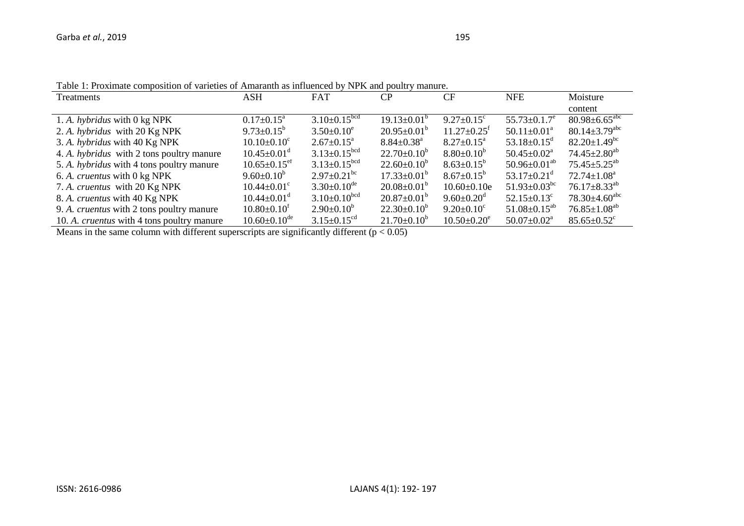Table 1: Proximate composition of varieties of Amaranth as influenced by NPK and poultry manure.

| Treatments | ASH | FAT | CP | CF | NFE | Moisture content |
|---|---|---|---|---|---|---|
| 1. *A. hybridus* with 0 kg NPK | $0.17{\pm}0.15^{a}$ | $3.10{\pm}0.15^{bcd}$ | $19.13{\pm}0.01^{b}$ | $9.27{\pm}0.15^{c}$ | $55.73{\pm}0.1.7^{e}$ | $80.98{\pm}6.65^{abc}$ |
| 2. *A. hybridus* with 20 Kg NPK | $9.73{\pm}0.15^{b}$ | $3.50{\pm}0.10^{e}$ | $20.95{\pm}0.01^{b}$ | $11.27{\pm}0.25^{f}$ | $50.11{\pm}0.01^{a}$ | $80.14{\pm}3.79^{abc}$ |
| 3. *A. hybridus* with 40 Kg NPK | $10.10{\pm}0.10^{c}$ | $2.67{\pm}0.15^{a}$ | $8.84{\pm}0.38^{a}$ | $8.27{\pm}0.15^{a}$ | $53.18{\pm}0.15^{d}$ | $82.20{\pm}1.49^{bc}$ |
| 4. *A. hybridus* with 2 tons poultry manure | $10.45{\pm}0.01^{d}$ | $3.13{\pm}0.15^{bcd}$ | $22.70{\pm}0.10^{b}$ | $8.80{\pm}0.10^{b}$ | $50.45{\pm}0.02^{a}$ | $74.45{\pm}2.80^{ab}$ |
| 5. *A. hybridus* with 4 tons poultry manure | $10.65{\pm}0.15^{ef}$ | $3.13{\pm}0.15^{bcd}$ | $22.60{\pm}0.10^{b}$ | $8.63{\pm}0.15^{b}$ | $50.96{\pm}0.01^{ab}$ | $75.45{\pm}5.25^{ab}$ |
| 6. *A. cruentus* with 0 kg NPK | $9.60{\pm}0.10^{b}$ | $2.97{\pm}0.21^{bc}$ | $17.33{\pm}0.01^{b}$ | $8.67{\pm}0.15^{b}$ | $53.17{\pm}0.21^{d}$ | $72.74{\pm}1.08^{a}$ |
| 7. *A. cruentus* with 20 Kg NPK | $10.44{\pm}0.01^{c}$ | $3.30{\pm}0.10^{de}$ | $20.08{\pm}0.01^{b}$ | $10.60{\pm}0.10e$ | $51.93{\pm}0.03^{bc}$ | $76.17{\pm}8.33^{ab}$ |
| 8. *A. cruentus* with 40 Kg NPK | $10.44{\pm}0.01^{d}$ | $3.10{\pm}0.10^{bcd}$ | $20.87{\pm}0.01^{b}$ | $9.60{\pm}0.20^{d}$ | $52.15{\pm}0.13^{c}$ | $78.30{\pm}4.60^{abc}$ |
| 9. *A. cruentus* with 2 tons poultry manure | $10.80{\pm}0.10^{f}$ | $2.90{\pm}0.10^{b}$ | $22.30{\pm}0.10^{b}$ | $9.20{\pm}0.10^{c}$ | $51.08{\pm}0.15^{ab}$ | $76.85{\pm}1.08^{ab}$ |
| 10. *A. cruentus* with 4 tons poultry manure | $10.60{\pm}0.10^{de}$ | $3.15{\pm}0.15^{cd}$ | $21.70{\pm}0.10^{b}$ | $10.50{\pm}0.20^{e}$ | $50.07{\pm}0.02^{a}$ | $85.65{\pm}0.52^{c}$ |

Means in the same column with different superscripts are significantly different ($p < 0.05$)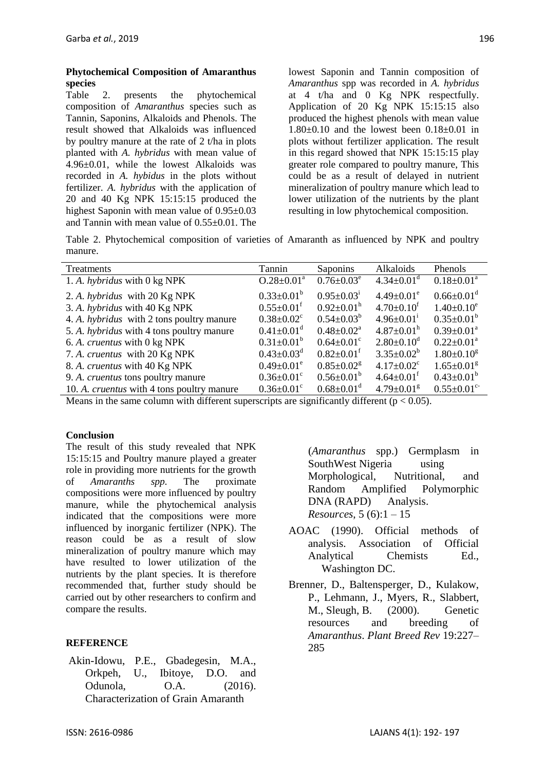**Phytochemical Composition of Amaranthus species**

Table 2. presents the phytochemical composition of *Amaranthus* species such as Tannin, Saponins, Alkaloids and Phenols. The result showed that Alkaloids was influenced by poultry manure at the rate of 2 t/ha in plots planted with *A. hybridus* with mean value of 4.96±0.01, while the lowest Alkaloids was recorded in *A. hybidus* in the plots without fertilizer. *A. hybridus* with the application of 20 and 40 Kg NPK 15:15:15 produced the highest Saponin with mean value of 0.95±0.03 and Tannin with mean value of 0.55±0.01. The lowest Saponin and Tannin composition of *Amaranthus* spp was recorded in *A. hybridus* at 4 t/ha and 0 Kg NPK respectfully. Application of 20 Kg NPK 15:15:15 also produced the highest phenols with mean value 1.80±0.10 and the lowest been 0.18±0.01 in plots without fertilizer application. The result in this regard showed that NPK 15:15:15 play greater role compared to poultry manure, This could be as a result of delayed in nutrient mineralization of poultry manure which lead to lower utilization of the nutrients by the plant resulting in low phytochemical composition.

Table 2. Phytochemical composition of varieties of Amaranth as influenced by NPK and poultry manure.

| Treatments | Tannin | Saponins | Alkaloids | Phenols |
|---|---|---|---|---|
| 1. *A. hybridus* with 0 kg NPK | $O.28±0.01^{a}$ | $0.76±0.03^{e}$ | $4.34±0.01^{d}$ | $0.18±0.01^{a}$ |
| 2. *A. hybridus* with 20 Kg NPK | $0.33±0.01^{b}$ | $0.95±0.03^{i}$ | $4.49±0.01^{e}$ | $0.66±0.01^{d}$ |
| 3. *A. hybridus* with 40 Kg NPK | $0.55±0.01^{f}$ | $0.92±0.01^{h}$ | $4.70±0.10^{f}$ | $1.40±0.10^{e}$ |
| 4. *A. hybridus* with 2 tons poultry manure | $0.38±0.02^{c}$ | $0.54±0.03^{b}$ | $4.96±0.01^{i}$ | $0.35±0.01^{b}$ |
| 5. *A. hybridus* with 4 tons poultry manure | $0.41±0.01^{d}$ | $0.48±0.02^{a}$ | $4.87±0.01^{h}$ | $0.39±0.01^{a}$ |
| 6. *A. cruentus* with 0 kg NPK | $0.31±0.01^{b}$ | $0.64±0.01^{c}$ | $2.80±0.10^{d}$ | $0.22±0.01^{a}$ |
| 7. *A. cruentus* with 20 Kg NPK | $0.43±0.03^{d}$ | $0.82±0.01^{f}$ | $3.35±0.02^{b}$ | $1.80±0.10^{g}$ |
| 8. *A. cruentus* with 40 Kg NPK | $0.49±0.01^{e}$ | $0.85±0.02^{g}$ | $4.17±0.02^{c}$ | $1.65±0.01^{g}$ |
| 9. *A. cruentus* tons poultry manure | $0.36±0.01^{c}$ | $0.56±0.01^{b}$ | $4.64±0.01^{f}$ | $0.43±0.01^{b}$ |
| 10. *A. cruentus* with 4 tons poultry manure | $0.36±0.01^{c}$ | $0.68±0.01^{d}$ | $4.79±0.01^{g}$ | $0.55±0.01^{c-}$ |

Means in the same column with different superscripts are significantly different ($p < 0.05$).

**Conclusion**

The result of this study revealed that NPK 15:15:15 and Poultry manure played a greater role in providing more nutrients for the growth of *Amaranths spp.* The proximate compositions were more influenced by poultry manure, while the phytochemical analysis indicated that the compositions were more influenced by inorganic fertilizer (NPK). The reason could be as a result of slow mineralization of poultry manure which may have resulted to lower utilization of the nutrients by the plant species. It is therefore recommended that, further study should be carried out by other researchers to confirm and compare the results.

**REFERENCE**

Akin-Idowu, P.E., Gbadegesin, M.A., Orkpeh, U., Ibitoye, D.O. and Odunola, O.A. (2016). Characterization of Grain Amaranth (*Amaranthus* spp.) Germplasm in SouthWest Nigeria using Morphological, Nutritional, and Random Amplified Polymorphic DNA (RAPD) Analysis. *Resources*, 5 (6):1 – 15

AOAC (1990). Official methods of analysis. Association of Official Analytical Chemists Ed., Washington DC.

Brenner, D., Baltensperger, D., Kulakow, P., Lehmann, J., Myers, R., Slabbert, M., Sleugh, B. (2000). Genetic resources and breeding of *Amaranthus*. *Plant Breed Rev* 19:227–285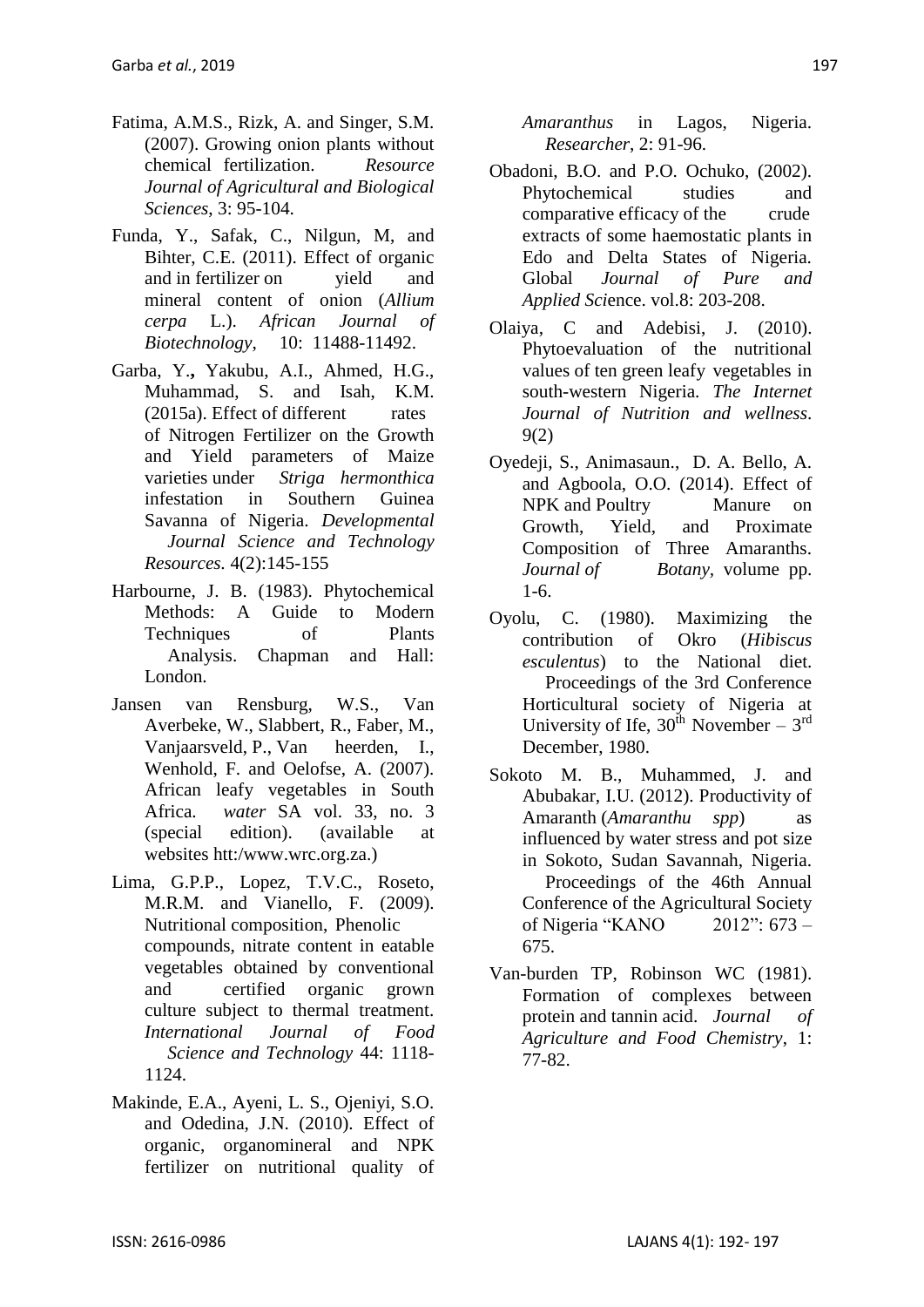Fatima, A.M.S., Rizk, A. and Singer, S.M. (2007). Growing onion plants without chemical fertilization. *Resource Journal of Agricultural and Biological Sciences*, 3: 95-104.

Funda, Y., Safak, C., Nilgun, M, and Bihter, C.E. (2011). Effect of organic and in fertilizer on yield and mineral content of onion (*Allium cerpa* L.). *African Journal of Biotechnology*, 10: 11488-11492.

Garba, Y., Yakubu, A.I., Ahmed, H.G., Muhammad, S. and Isah, K.M. (2015a). Effect of different rates of Nitrogen Fertilizer on the Growth and Yield parameters of Maize varieties under *Striga hermonthica* infestation in Southern Guinea Savanna of Nigeria. *Developmental Journal Science and Technology Resources*. 4(2):145-155

Harbourne, J. B. (1983). Phytochemical Methods: A Guide to Modern Techniques of Plants Analysis. Chapman and Hall: London.

Jansen van Rensburg, W.S., Van Averbeke, W., Slabbert, R., Faber, M., Vanjaarsveld, P., Van heerden, I., Wenhold, F. and Oelofse, A. (2007). African leafy vegetables in South Africa. *water* SA vol. 33, no. 3 (special edition). (available at websites htt:/www.wrc.org.za.)

Lima, G.P.P., Lopez, T.V.C., Roseto, M.R.M. and Vianello, F. (2009). Nutritional composition, Phenolic compounds, nitrate content in eatable vegetables obtained by conventional and certified organic grown culture subject to thermal treatment. *International Journal of Food Science and Technology* 44: 1118-1124.

Makinde, E.A., Ayeni, L. S., Ojeniyi, S.O. and Odedina, J.N. (2010). Effect of organic, organomineral and NPK fertilizer on nutritional quality of *Amaranthus* in Lagos, Nigeria. *Researcher*, 2: 91-96.

Obadoni, B.O. and P.O. Ochuko, (2002). Phytochemical studies and comparative efficacy of the crude extracts of some haemostatic plants in Edo and Delta States of Nigeria. Global *Journal of Pure and Applied Sci*ence. vol.8: 203-208.

Olaiya, C and Adebisi, J. (2010). Phytoevaluation of the nutritional values of ten green leafy vegetables in south-western Nigeria. *The Internet Journal of Nutrition and wellness*. 9(2)

Oyedeji, S., Animasaun., D. A. Bello, A. and Agboola, O.O. (2014). Effect of NPK and Poultry Manure on Growth, Yield, and Proximate Composition of Three Amaranths. *Journal of Botany*, volume pp. 1-6.

Oyolu, C. (1980). Maximizing the contribution of Okro (*Hibiscus esculentus*) to the National diet. Proceedings of the 3rd Conference Horticultural society of Nigeria at University of Ife, 30th November – 3rd December, 1980.

Sokoto M. B., Muhammed, J. and Abubakar, I.U. (2012). Productivity of Amaranth (*Amaranthu spp*) as influenced by water stress and pot size in Sokoto, Sudan Savannah, Nigeria. Proceedings of the 46th Annual Conference of the Agricultural Society of Nigeria "KANO 2012": 673 – 675.

Van-burden TP, Robinson WC (1981). Formation of complexes between protein and tannin acid. *Journal of Agriculture and Food Chemistry*, 1: 77-82.